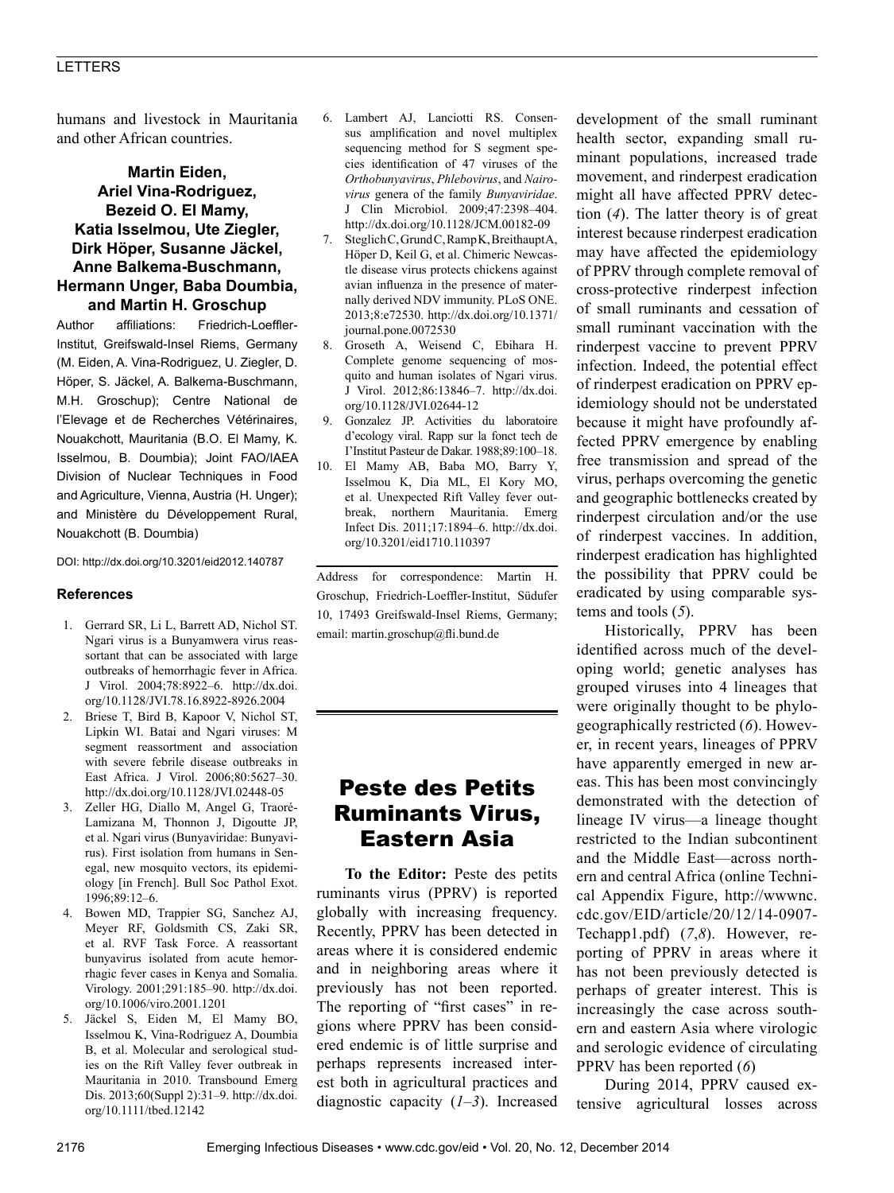humans and livestock in Mauritania and other African countries.

**Martin Eiden, Ariel Vina-Rodriguez, Bezeid O. El Mamy, Katia Isselmou, Ute Ziegler, Dirk Höper, Susanne Jäckel, Anne Balkema-Buschmann, Hermann Unger, Baba Doumbia, and Martin H. Groschup**

Author affiliations: Friedrich-Loeffler-Institut, Greifswald-Insel Riems, Germany (M. Eiden, A. Vina-Rodriguez, U. Ziegler, D. Höper, S. Jäckel, A. Balkema-Buschmann, M.H. Groschup); Centre National de l'Elevage et de Recherches Vétérinaires, Nouakchott, Mauritania (B.O. El Mamy, K. Isselmou, B. Doumbia); Joint FAO/IAEA Division of Nuclear Techniques in Food and Agriculture, Vienna, Austria (H. Unger); and Ministère du Développement Rural, Nouakchott (B. Doumbia)

DOI: http://dx.doi.org/10.3201/eid2012.140787

### References

1. Gerrard SR, Li L, Barrett AD, Nichol ST. Ngari virus is a Bunyamwera virus reassortant that can be associated with large outbreaks of hemorrhagic fever in Africa. J Virol. 2004;78:8922–6. http://dx.doi.org/10.1128/JVI.78.16.8922-8926.2004
2. Briese T, Bird B, Kapoor V, Nichol ST, Lipkin WI. Batai and Ngari viruses: M segment reassortment and association with severe febrile disease outbreaks in East Africa. J Virol. 2006;80:5627–30. http://dx.doi.org/10.1128/JVI.02448-05
3. Zeller HG, Diallo M, Angel G, Traoré-Lamizana M, Thonnon J, Digoutte JP, et al. Ngari virus (Bunyaviridae: Bunyavirus). First isolation from humans in Senegal, new mosquito vectors, its epidemiology [in French]. Bull Soc Pathol Exot. 1996;89:12–6.
4. Bowen MD, Trappier SG, Sanchez AJ, Meyer RF, Goldsmith CS, Zaki SR, et al. RVF Task Force. A reassortant bunyavirus isolated from acute hemorrhagic fever cases in Kenya and Somalia. Virology. 2001;291:185–90. http://dx.doi.org/10.1006/viro.2001.1201
5. Jäckel S, Eiden M, El Mamy BO, Isselmou K, Vina-Rodriguez A, Doumbia B, et al. Molecular and serological studies on the Rift Valley fever outbreak in Mauritania in 2010. Transbound Emerg Dis. 2013;60(Suppl 2):31–9. http://dx.doi.org/10.1111/tbed.12142
6. Lambert AJ, Lanciotti RS. Consensus amplification and novel multiplex sequencing method for S segment species identification of 47 viruses of the *Orthobunyavirus*, *Phlebovirus*, and *Nairovirus* genera of the family *Bunyaviridae*. J Clin Microbiol. 2009;47:2398–404. http://dx.doi.org/10.1128/JCM.00182-09
7. Steglich C, Grund C, Ramp K, Breithaupt A, Höper D, Keil G, et al. Chimeric Newcastle disease virus protects chickens against avian influenza in the presence of maternally derived NDV immunity. PLoS ONE. 2013;8:e72530. http://dx.doi.org/10.1371/journal.pone.0072530
8. Groseth A, Weisend C, Ebihara H. Complete genome sequencing of mosquito and human isolates of Ngari virus. J Virol. 2012;86:13846–7. http://dx.doi.org/10.1128/JVI.02644-12
9. Gonzalez JP. Activities du laboratoire d'ecology viral. Rapp sur la fonct tech de I'Institut Pasteur de Dakar. 1988;89:100–18.
10. El Mamy AB, Baba MO, Barry Y, Isselmou K, Dia ML, El Kory MO, et al. Unexpected Rift Valley fever outbreak, northern Mauritania. Emerg Infect Dis. 2011;17:1894–6. http://dx.doi.org/10.3201/eid1710.110397

Address for correspondence: Martin H. Groschup, Friedrich-Loeffler-Institut, Südufer 10, 17493 Greifswald-Insel Riems, Germany; email: martin.groschup@fli.bund.de

# Peste des Petits Ruminants Virus, Eastern Asia

**To the Editor:** Peste des petits ruminants virus (PPRV) is reported globally with increasing frequency. Recently, PPRV has been detected in areas where it is considered endemic and in neighboring areas where it previously has not been reported. The reporting of "first cases" in regions where PPRV has been considered endemic is of little surprise and perhaps represents increased interest both in agricultural practices and diagnostic capacity (*1*–*3*). Increased development of the small ruminant health sector, expanding small ruminant populations, increased trade movement, and rinderpest eradication might all have affected PPRV detection (*4*). The latter theory is of great interest because rinderpest eradication may have affected the epidemiology of PPRV through complete removal of cross-protective rinderpest infection of small ruminants and cessation of small ruminant vaccination with the rinderpest vaccine to prevent PPRV infection. Indeed, the potential effect of rinderpest eradication on PPRV epidemiology should not be understated because it might have profoundly affected PPRV emergence by enabling free transmission and spread of the virus, perhaps overcoming the genetic and geographic bottlenecks created by rinderpest circulation and/or the use of rinderpest vaccines. In addition, rinderpest eradication has highlighted the possibility that PPRV could be eradicated by using comparable systems and tools (*5*).

Historically, PPRV has been identified across much of the developing world; genetic analyses has grouped viruses into 4 lineages that were originally thought to be phylogeographically restricted (*6*). However, in recent years, lineages of PPRV have apparently emerged in new areas. This has been most convincingly demonstrated with the detection of lineage IV virus—a lineage thought restricted to the Indian subcontinent and the Middle East—across northern and central Africa (online Technical Appendix Figure, http://wwwnc.cdc.gov/EID/article/20/12/14-0907-Techapp1.pdf) (*7*,*8*). However, reporting of PPRV in areas where it has not been previously detected is perhaps of greater interest. This is increasingly the case across southern and eastern Asia where virologic and serologic evidence of circulating PPRV has been reported (*6*)

During 2014, PPRV caused extensive agricultural losses across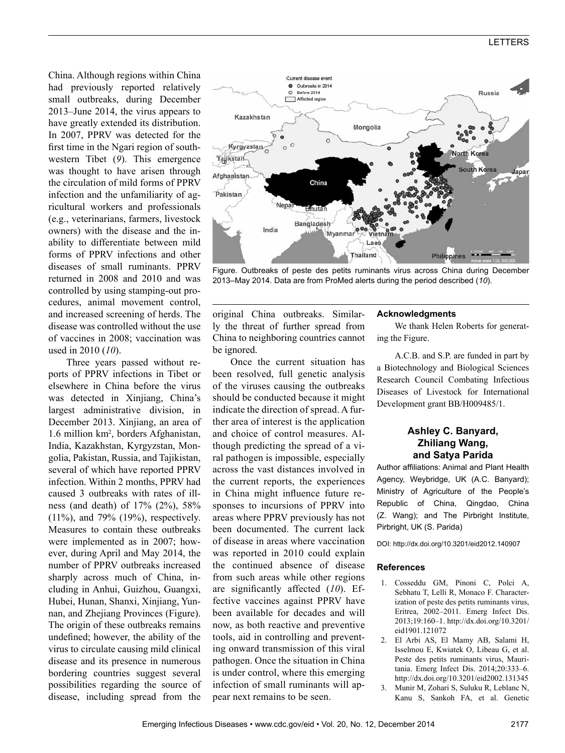China. Although regions within China had previously reported relatively small outbreaks, during December 2013–June 2014, the virus appears to have greatly extended its distribution. In 2007, PPRV was detected for the first time in the Ngari region of southwestern Tibet (*9*). This emergence was thought to have arisen through the circulation of mild forms of PPRV infection and the unfamiliarity of agricultural workers and professionals (e.g., veterinarians, farmers, livestock owners) with the disease and the inability to differentiate between mild forms of PPRV infections and other diseases of small ruminants. PPRV returned in 2008 and 2010 and was controlled by using stamping-out procedures, animal movement control, and increased screening of herds. The disease was controlled without the use of vaccines in 2008; vaccination was used in 2010 (*10*).

Three years passed without reports of PPRV infections in Tibet or elsewhere in China before the virus was detected in Xinjiang, China's largest administrative division, in December 2013. Xinjiang, an area of 1.6 million km$^2$, borders Afghanistan, India, Kazakhstan, Kyrgyzstan, Mongolia, Pakistan, Russia, and Tajikistan, several of which have reported PPRV infection. Within 2 months, PPRV had caused 3 outbreaks with rates of illness (and death) of 17% (2%), 58% (11%), and 79% (19%), respectively. Measures to contain these outbreaks were implemented as in 2007; however, during April and May 2014, the number of PPRV outbreaks increased sharply across much of China, including in Anhui, Guizhou, Guangxi, Hubei, Hunan, Shanxi, Xinjiang, Yunnan, and Zhejiang Provinces (Figure). The origin of these outbreaks remains undefined; however, the ability of the virus to circulate causing mild clinical disease and its presence in numerous bordering countries suggest several possibilities regarding the source of disease, including spread from the original China outbreaks. Similarly the threat of further spread from China to neighboring countries cannot be ignored.

Figure. Outbreaks of peste des petits ruminants virus across China during December 2013–May 2014. Data are from ProMed alerts during the period described (*10*).

Once the current situation has been resolved, full genetic analysis of the viruses causing the outbreaks should be conducted because it might indicate the direction of spread. A further area of interest is the application and choice of control measures. Although predicting the spread of a viral pathogen is impossible, especially across the vast distances involved in the current reports, the experiences in China might influence future responses to incursions of PPRV into areas where PPRV previously has not been documented. The current lack of disease in areas where vaccination was reported in 2010 could explain the continued absence of disease from such areas while other regions are significantly affected (*10*). Effective vaccines against PPRV have been available for decades and will now, as both reactive and preventive tools, aid in controlling and preventing onward transmission of this viral pathogen. Once the situation in China is under control, where this emerging infection of small ruminants will appear next remains to be seen.

#### Acknowledgments

We thank Helen Roberts for generating the Figure.

A.C.B. and S.P. are funded in part by a Biotechnology and Biological Sciences Research Council Combating Infectious Diseases of Livestock for International Development grant BB/H009485/1.

**Ashley C. Banyard, Zhiliang Wang, and Satya Parida**

Author affiliations: Animal and Plant Health Agency, Weybridge, UK (A.C. Banyard); Ministry of Agriculture of the People's Republic of China, Qingdao, China (Z. Wang); and The Pirbright Institute, Pirbright, UK (S. Parida)

DOI: http://dx.doi.org/10.3201/eid2012.140907

#### References

1. Cosseddu GM, Pinoni C, Polci A, Sebhatu T, Lelli R, Monaco F. Characterization of peste des petits ruminants virus, Eritrea, 2002–2011. Emerg Infect Dis. 2013;19:160–1. http://dx.doi.org/10.3201/eid1901.121072
2. El Arbi AS, El Mamy AB, Salami H, Isselmou E, Kwiatek O, Libeau G, et al. Peste des petits ruminants virus, Mauritania. Emerg Infect Dis. 2014;20:333–6. http://dx.doi.org/10.3201/eid2002.131345
3. Munir M, Zohari S, Suluku R, Leblanc N, Kanu S, Sankoh FA, et al. Genetic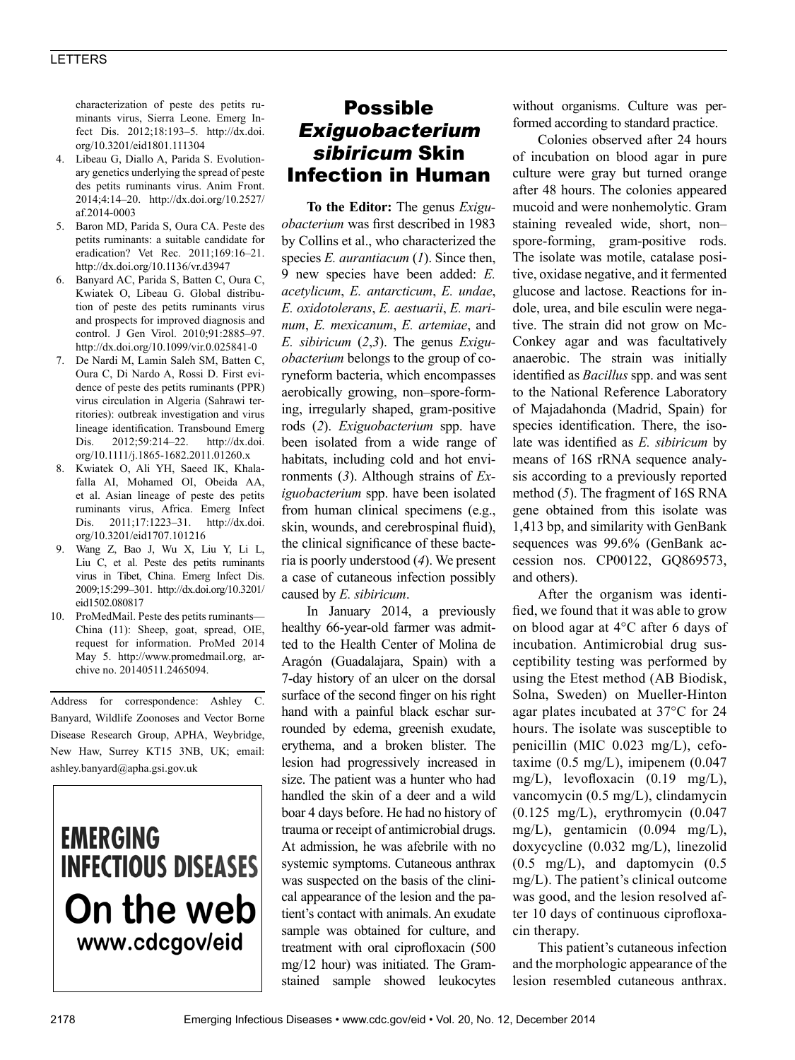characterization of peste des petits ruminants virus, Sierra Leone. Emerg Infect Dis. 2012;18:193–5. http://dx.doi.org/10.3201/eid1801.111304

4. Libeau G, Diallo A, Parida S. Evolutionary genetics underlying the spread of peste des petits ruminants virus. Anim Front. 2014;4:14–20. http://dx.doi.org/10.2527/af.2014-0003
5. Baron MD, Parida S, Oura CA. Peste des petits ruminants: a suitable candidate for eradication? Vet Rec. 2011;169:16–21. http://dx.doi.org/10.1136/vr.d3947
6. Banyard AC, Parida S, Batten C, Oura C, Kwiatek O, Libeau G. Global distribution of peste des petits ruminants virus and prospects for improved diagnosis and control. J Gen Virol. 2010;91:2885–97. http://dx.doi.org/10.1099/vir.0.025841-0
7. De Nardi M, Lamin Saleh SM, Batten C, Oura C, Di Nardo A, Rossi D. First evidence of peste des petits ruminants (PPR) virus circulation in Algeria (Sahrawi territories): outbreak investigation and virus lineage identification. Transbound Emerg Dis. 2012;59:214–22. http://dx.doi.org/10.1111/j.1865-1682.2011.01260.x
8. Kwiatek O, Ali YH, Saeed IK, Khalafalla AI, Mohamed OI, Obeida AA, et al. Asian lineage of peste des petits ruminants virus, Africa. Emerg Infect Dis. 2011;17:1223–31. http://dx.doi.org/10.3201/eid1707.101216
9. Wang Z, Bao J, Wu X, Liu Y, Li L, Liu C, et al. Peste des petits ruminants virus in Tibet, China. Emerg Infect Dis. 2009;15:299–301. http://dx.doi.org/10.3201/eid1502.080817
10. ProMedMail. Peste des petits ruminants—China (11): Sheep, goat, spread, OIE, request for information. ProMed 2014 May 5. http://www.promedmail.org, archive no. 20140511.2465094.

Address for correspondence: Ashley C. Banyard, Wildlife Zoonoses and Vector Borne Disease Research Group, APHA, Weybridge, New Haw, Surrey KT15 3NB, UK; email: ashley.banyard@apha.gsi.gov.uk

**EMERGING INFECTIOUS DISEASES**
**On the web**
**www.cdcgov/eid**

# Possible *Exiguobacterium sibiricum* Skin Infection in Human

**To the Editor:** The genus *Exiguobacterium* was first described in 1983 by Collins et al., who characterized the species *E. aurantiacum* (*1*). Since then, 9 new species have been added: *E. acetylicum*, *E. antarcticum*, *E. undae*, *E. oxidotolerans*, *E. aestuarii*, *E. marinum*, *E. mexicanum*, *E. artemiae*, and *E. sibiricum* (*2*,*3*). The genus *Exiguobacterium* belongs to the group of coryneform bacteria, which encompasses aerobically growing, non–spore-forming, irregularly shaped, gram-positive rods (*2*). *Exiguobacterium* spp. have been isolated from a wide range of habitats, including cold and hot environments (*3*). Although strains of *Exiguobacterium* spp. have been isolated from human clinical specimens (e.g., skin, wounds, and cerebrospinal fluid), the clinical significance of these bacteria is poorly understood (*4*). We present a case of cutaneous infection possibly caused by *E. sibiricum*.

In January 2014, a previously healthy 66-year-old farmer was admitted to the Health Center of Molina de Aragón (Guadalajara, Spain) with a 7-day history of an ulcer on the dorsal surface of the second finger on his right hand with a painful black eschar surrounded by edema, greenish exudate, erythema, and a broken blister. The lesion had progressively increased in size. The patient was a hunter who had handled the skin of a deer and a wild boar 4 days before. He had no history of trauma or receipt of antimicrobial drugs. At admission, he was afebrile with no systemic symptoms. Cutaneous anthrax was suspected on the basis of the clinical appearance of the lesion and the patient's contact with animals. An exudate sample was obtained for culture, and treatment with oral ciprofloxacin (500 mg/12 hour) was initiated. The Gram-stained sample showed leukocytes without organisms. Culture was performed according to standard practice.

Colonies observed after 24 hours of incubation on blood agar in pure culture were gray but turned orange after 48 hours. The colonies appeared mucoid and were nonhemolytic. Gram staining revealed wide, short, non–spore-forming, gram-positive rods. The isolate was motile, catalase positive, oxidase negative, and it fermented glucose and lactose. Reactions for indole, urea, and bile esculin were negative. The strain did not grow on McConkey agar and was facultatively anaerobic. The strain was initially identified as *Bacillus* spp. and was sent to the National Reference Laboratory of Majadahonda (Madrid, Spain) for species identification. There, the isolate was identified as *E. sibiricum* by means of 16S rRNA sequence analysis according to a previously reported method (*5*). The fragment of 16S RNA gene obtained from this isolate was 1,413 bp, and similarity with GenBank sequences was 99.6% (GenBank accession nos. CP00122, GQ869573, and others).

After the organism was identified, we found that it was able to grow on blood agar at 4°C after 6 days of incubation. Antimicrobial drug susceptibility testing was performed by using the Etest method (AB Biodisk, Solna, Sweden) on Mueller-Hinton agar plates incubated at 37°C for 24 hours. The isolate was susceptible to penicillin (MIC 0.023 mg/L), cefotaxime (0.5 mg/L), imipenem (0.047 mg/L), levofloxacin (0.19 mg/L), vancomycin (0.5 mg/L), clindamycin (0.125 mg/L), erythromycin (0.047 mg/L), gentamicin (0.094 mg/L), doxycycline (0.032 mg/L), linezolid (0.5 mg/L), and daptomycin (0.5 mg/L). The patient's clinical outcome was good, and the lesion resolved after 10 days of continuous ciprofloxacin therapy.

This patient's cutaneous infection and the morphologic appearance of the lesion resembled cutaneous anthrax.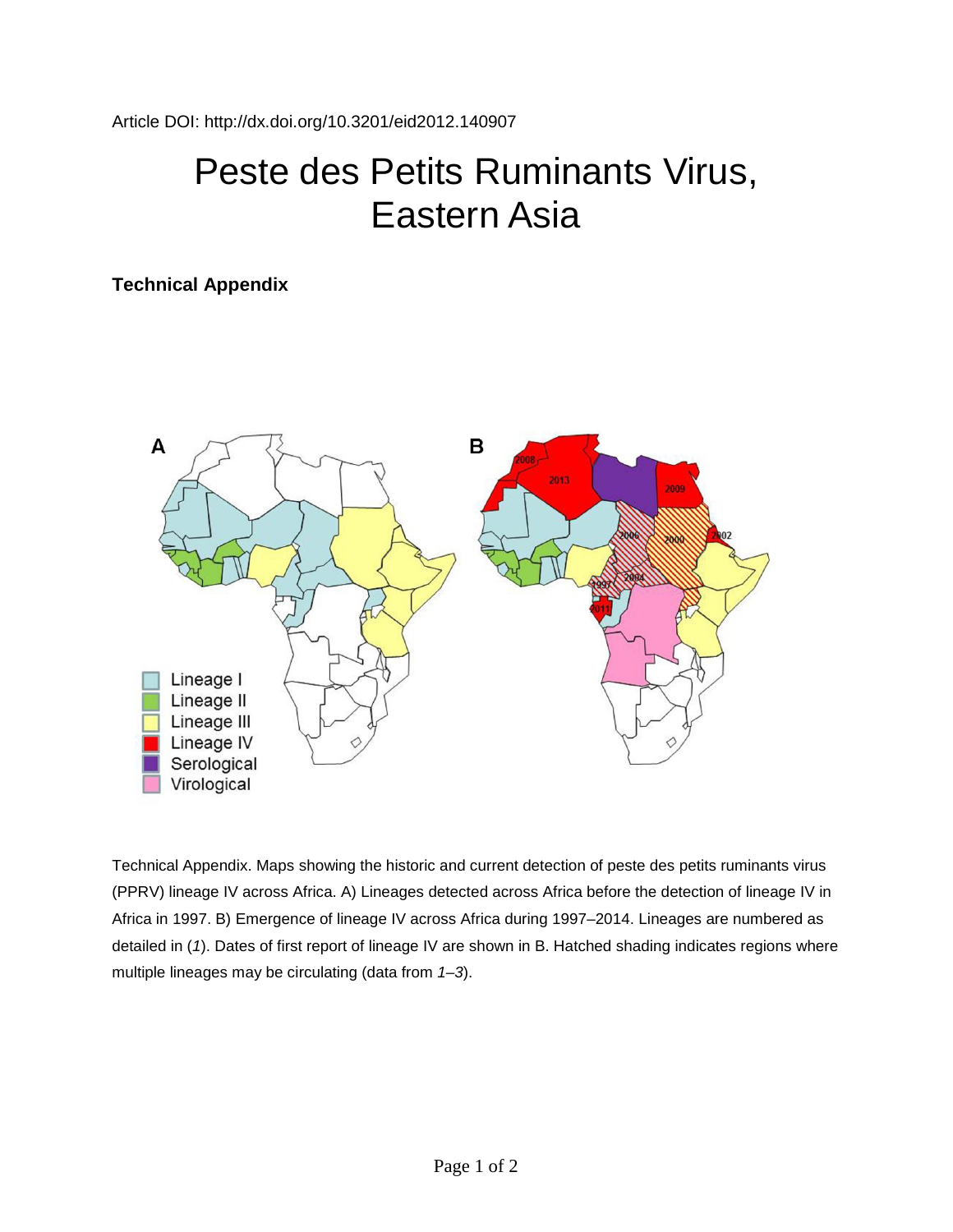Article DOI: http://dx.doi.org/10.3201/eid2012.140907

# Peste des Petits Ruminants Virus, Eastern Asia

## Technical Appendix

Technical Appendix. Maps showing the historic and current detection of peste des petits ruminants virus (PPRV) lineage IV across Africa. A) Lineages detected across Africa before the detection of lineage IV in Africa in 1997. B) Emergence of lineage IV across Africa during 1997–2014. Lineages are numbered as detailed in (*1*). Dates of first report of lineage IV are shown in B. Hatched shading indicates regions where multiple lineages may be circulating (data from *1*–*3*).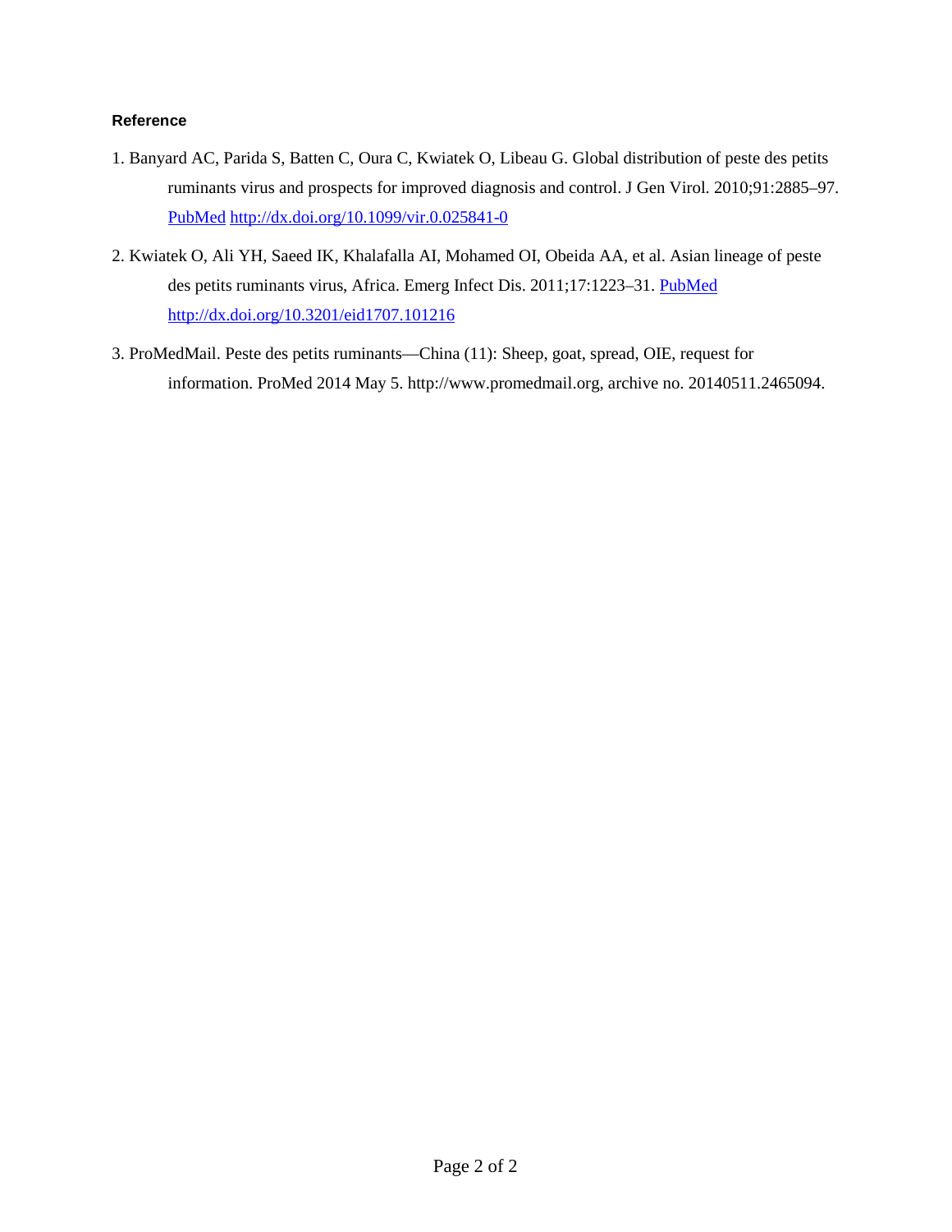### Reference

1. Banyard AC, Parida S, Batten C, Oura C, Kwiatek O, Libeau G. Global distribution of peste des petits ruminants virus and prospects for improved diagnosis and control. J Gen Virol. 2010;91:2885–97. PubMed http://dx.doi.org/10.1099/vir.0.025841-0
2. Kwiatek O, Ali YH, Saeed IK, Khalafalla AI, Mohamed OI, Obeida AA, et al. Asian lineage of peste des petits ruminants virus, Africa. Emerg Infect Dis. 2011;17:1223–31. PubMed http://dx.doi.org/10.3201/eid1707.101216
3. ProMedMail. Peste des petits ruminants—China (11): Sheep, goat, spread, OIE, request for information. ProMed 2014 May 5. http://www.promedmail.org, archive no. 20140511.2465094.